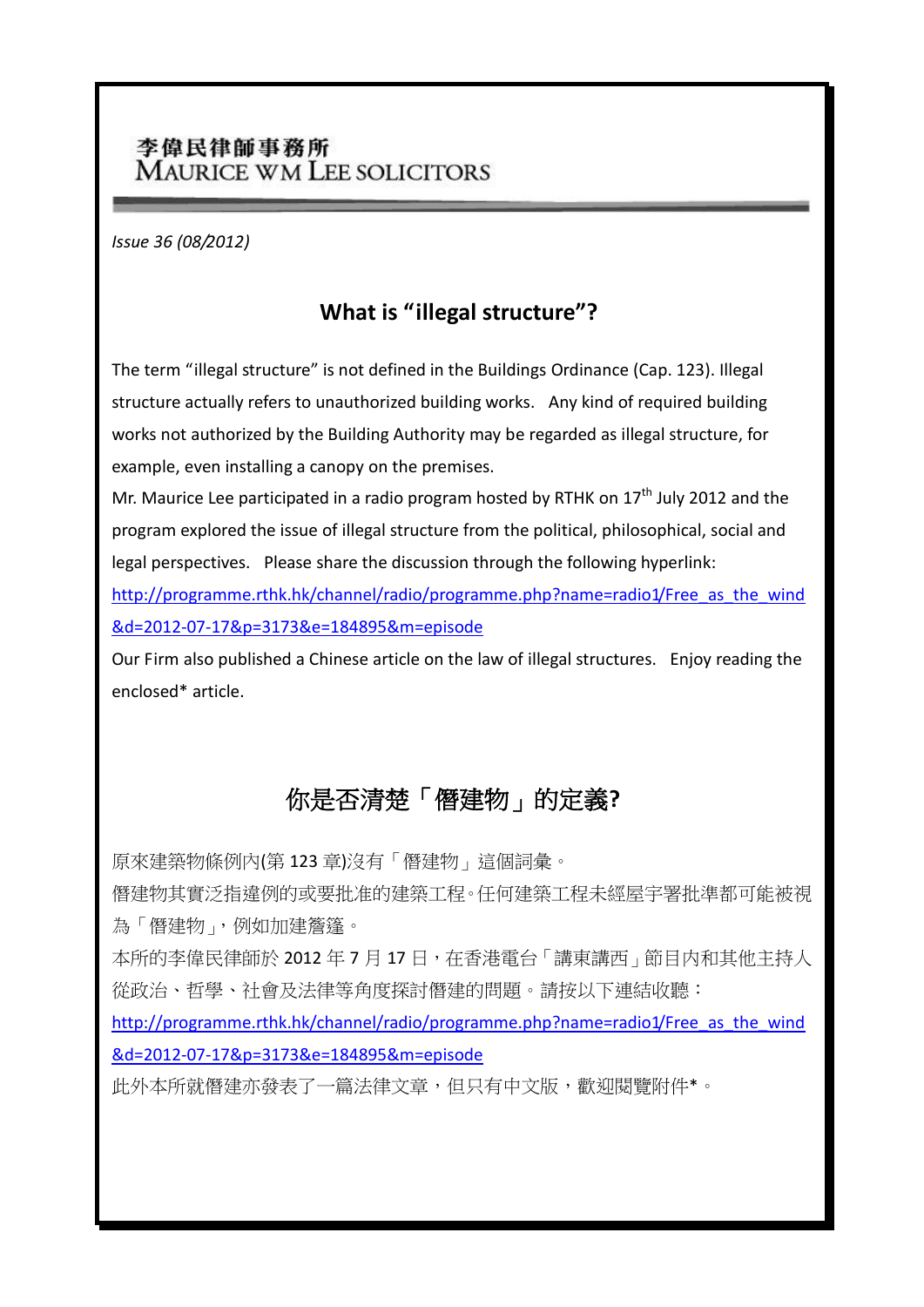李偉民律師事務所
MAURICE WM LEE SOLICITORS

*Issue 36 (08/2012)*

## What is "illegal structure"?

The term "illegal structure" is not defined in the Buildings Ordinance (Cap. 123). Illegal structure actually refers to unauthorized building works. Any kind of required building works not authorized by the Building Authority may be regarded as illegal structure, for example, even installing a canopy on the premises.

Mr. Maurice Lee participated in a radio program hosted by RTHK on 17th July 2012 and the program explored the issue of illegal structure from the political, philosophical, social and legal perspectives. Please share the discussion through the following hyperlink:

http://programme.rthk.hk/channel/radio/programme.php?name=radio1/Free_as_the_wind&d=2012-07-17&p=3173&e=184895&m=episode

Our Firm also published a Chinese article on the law of illegal structures. Enjoy reading the enclosed* article.

## 你是否清楚「僭建物」的定義?

原來建築物條例內(第 123 章)沒有「僭建物」這個詞彙。

僭建物其實泛指違例的或要批准的建築工程。任何建築工程未經屋宇署批準都可能被視為「僭建物」，例如加建簷篷。

本所的李偉民律師於 2012 年 7 月 17 日，在香港電台「講東講西」節目內和其他主持人從政治、哲學、社會及法律等角度探討僭建的問題。請按以下連結收聽：

http://programme.rthk.hk/channel/radio/programme.php?name=radio1/Free_as_the_wind&d=2012-07-17&p=3173&e=184895&m=episode

此外本所就僭建亦發表了一篇法律文章，但只有中文版，歡迎閱覽附件*。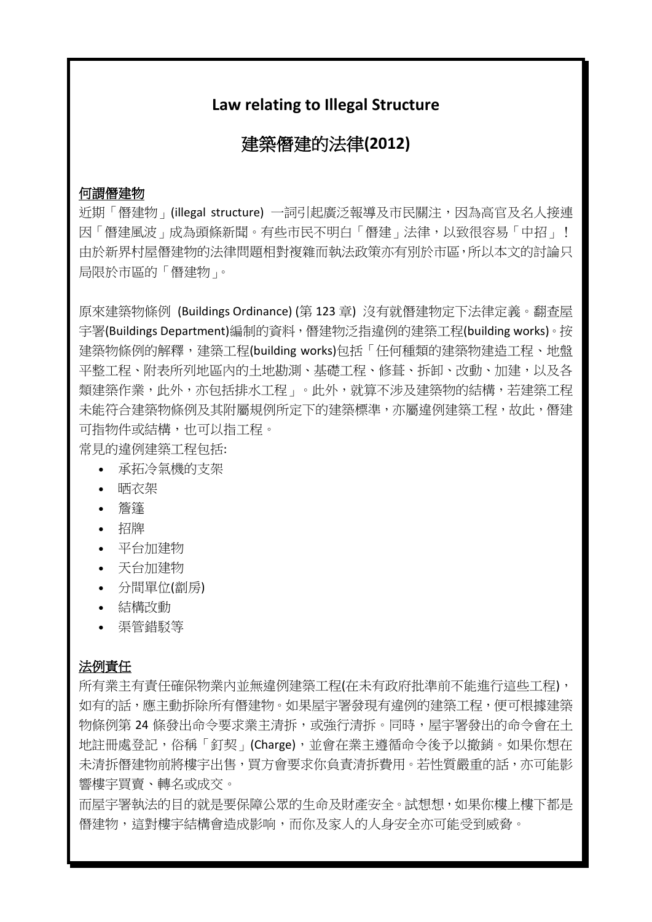# Law relating to Illegal Structure

# 建築僭建的法律(2012)

**<u>何謂僭建物</u>**

近期「僭建物」(illegal structure) 一詞引起廣泛報導及市民關注，因為高官及名人接連因「僭建風波」成為頭條新聞。有些市民不明白「僭建」法律，以致很容易「中招」！由於新界村屋僭建物的法律問題相對複雜而執法政策亦有別於市區，所以本文的討論只局限於市區的「僭建物」。

原來建築物條例 (Buildings Ordinance) (第 123 章) 沒有就僭建物定下法律定義。翻查屋宇署(Buildings Department)編制的資料，僭建物泛指違例的建築工程(building works)。按建築物條例的解釋，建築工程(building works)包括「任何種類的建築物建造工程、地盤平整工程、附表所列地區內的土地勘測、基礎工程、修葺、拆卸、改動、加建，以及各類建築作業，此外，亦包括排水工程」。此外，就算不涉及建築物的結構，若建築工程未能符合建築物條例及其附屬規例所定下的建築標準，亦屬違例建築工程，故此，僭建可指物件或結構，也可以指工程。

常見的違例建築工程包括:

- 承托冷氣機的支架
- 晒衣架
- 簷篷
- 招牌
- 平台加建物
- 天台加建物
- 分間單位(劏房)
- 結構改動
- 渠管錯駁等

**<u>法例責任</u>**

所有業主有責任確保物業內並無違例建築工程(在未有政府批準前不能進行這些工程)，如有的話，應主動拆除所有僭建物。如果屋宇署發現有違例的建築工程，便可根據建築物條例第 24 條發出命令要求業主清拆，或強行清拆。同時，屋宇署發出的命令會在土地註冊處登記，俗稱「釘契」(Charge)，並會在業主遵循命令後予以撤銷。如果你想在未清拆僭建物前將樓宇出售，買方會要求你負責清拆費用。若性質嚴重的話，亦可能影響樓宇買賣、轉名或成交。

而屋宇署執法的目的就是要保障公眾的生命及財產安全。試想想，如果你樓上樓下都是僭建物，這對樓宇結構會造成影响，而你及家人的人身安全亦可能受到威脅。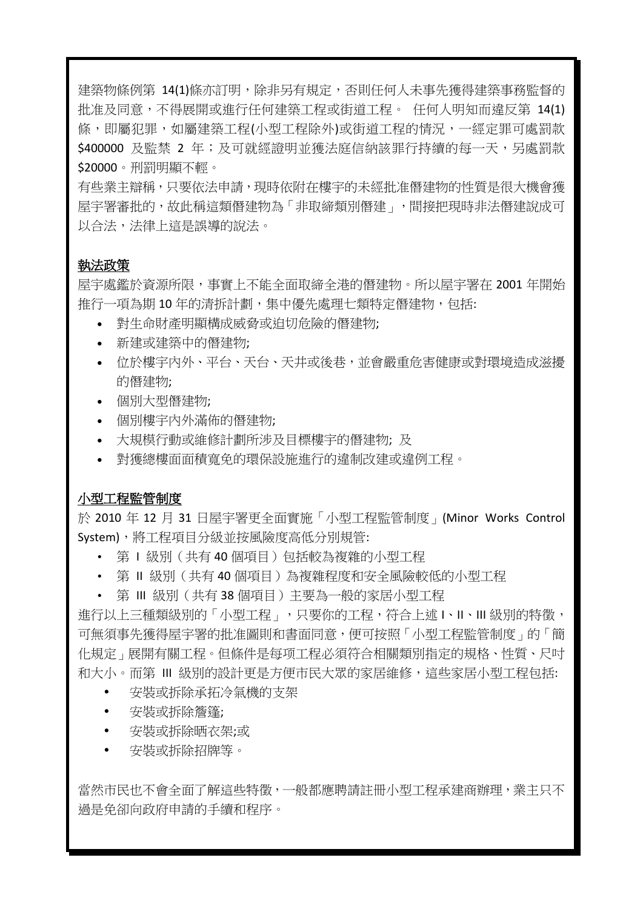建築物條例第 14(1)條亦訂明，除非另有規定，否則任何人未事先獲得建築事務監督的批准及同意，不得展開或進行任何建築工程或街道工程。 任何人明知而違反第 14(1)條，即屬犯罪，如屬建築工程(小型工程除外)或街道工程的情況，一經定罪可處罰款 $400000 及監禁 2 年；及可就經證明並獲法庭信納該罪行持續的每一天，另處罰款 $20000。刑罰明顯不輕。

有些業主辯稱，只要依法申請，現時依附在樓宇的未經批准僭建物的性質是很大機會獲屋宇署審批的，故此稱這類僭建物為「非取締類別僭建」，間接把現時非法僭建說成可以合法，法律上這是誤導的說法。

## 執法政策

屋宇處鑑於資源所限，事實上不能全面取締全港的僭建物。所以屋宇署在 2001 年開始推行一項為期 10 年的清拆計劃，集中優先處理七類特定僭建物，包括:

- 對生命財產明顯構成威脅或迫切危險的僭建物;
- 新建或建築中的僭建物;
- 位於樓宇內外、平台、天台、天井或後巷，並會嚴重危害健康或對環境造成滋擾的僭建物;
- 個別大型僭建物;
- 個別樓宇內外滿佈的僭建物;
- 大規模行動或維修計劃所涉及目標樓宇的僭建物; 及
- 對獲總樓面面積寬免的環保設施進行的違制改建或違例工程。

## 小型工程監管制度

於 2010 年 12 月 31 日屋宇署更全面實施「小型工程監管制度」(Minor Works Control System)，將工程項目分級並按風險度高低分別規管:

- 第 I 級別（共有 40 個項目）包括較為複雜的小型工程
- 第 II 級別（共有 40 個項目）為複雜程度和安全風險較低的小型工程
- 第 III 級別（共有 38 個項目）主要為一般的家居小型工程

進行以上三種類級別的「小型工程」，只要你的工程，符合上述 I、II、III 級別的特徵，可無須事先獲得屋宇署的批准圖則和書面同意，便可按照「小型工程監管制度」的「簡化規定」展開有關工程。但條件是每项工程必須符合相關類別指定的規格、性質、尺吋和大小。而第 III 級別的設計更是方便市民大眾的家居維修，這些家居小型工程包括:

- 安裝或拆除承托冷氣機的支架
- 安裝或拆除簷篷;
- 安裝或拆除晒衣架;或
- 安裝或拆除招牌等。

當然市民也不會全面了解這些特徵，一般都應聘請註冊小型工程承建商辦理，業主只不過是免卻向政府申請的手續和程序。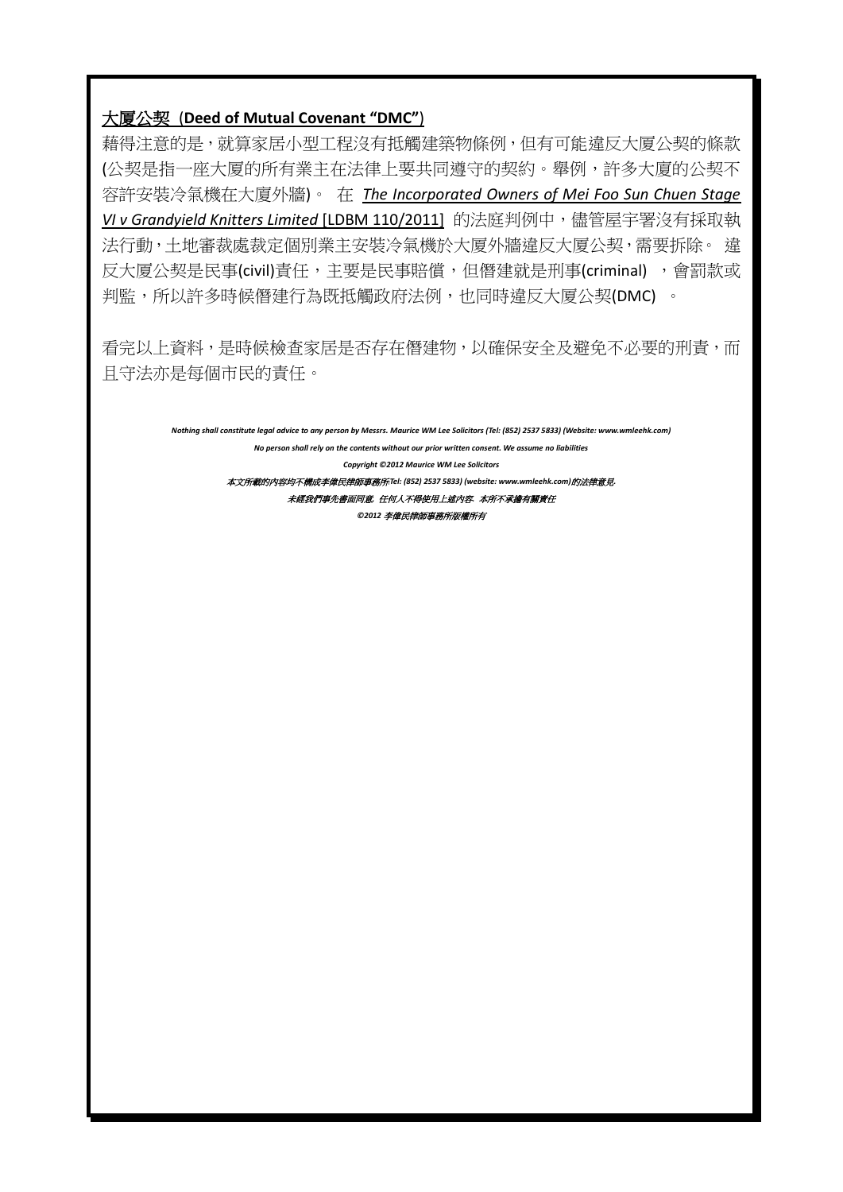## 大厦公契（**Deed of Mutual Covenant "DMC"**）

藉得注意的是，就算家居小型工程沒有抵觸建築物條例，但有可能違反大廈公契的條款(公契是指一座大廈的所有業主在法律上要共同遵守的契約。舉例，許多大廈的公契不容許安裝冷氣機在大廈外牆)。 在 ***The Incorporated Owners of Mei Foo Sun Chuen Stage VI v Grandyield Knitters Limited*** [LDBM 110/2011] 的法庭判例中，儘管屋宇署沒有採取執法行動，土地審裁處裁定個別業主安裝冷氣機於大廈外牆違反大廈公契，需要拆除。 違反大廈公契是民事(civil)責任，主要是民事賠償，但僭建就是刑事(criminal) ，會罰款或判監，所以許多時候僭建行為既抵觸政府法例，也同時違反大廈公契(DMC) 。

看完以上資料，是時候檢查家居是否存在僭建物，以確保安全及避免不必要的刑責，而且守法亦是每個市民的責任。

*Nothing shall constitute legal advice to any person by Messrs. Maurice WM Lee Solicitors (Tel: (852) 2537 5833) (Website: www.wmleehk.com)*

*No person shall rely on the contents without our prior written consent. We assume no liabilities*

*Copyright ©2012 Maurice WM Lee Solicitors*

*本文所載的內容均不構成李偉民律師事務所Tel: (852) 2537 5833) (website: www.wmleehk.com)的法律意見.*

*未經我們事先書面同意, 任何人不得使用上述內容. 本所不承擔有關責任*

*©2012 李偉民律師事務所版權所有*